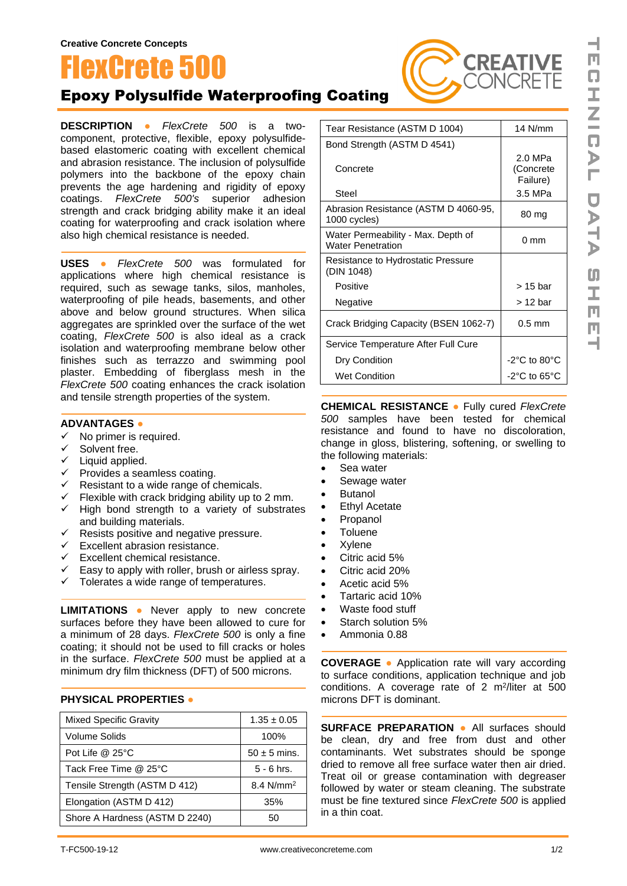Creative Concrete Concepts

# FlexCrete 500

## Epoxy Polysulfide Waterproofing Coating

**DESCRIPTION** ● *FlexCrete 500* is a two-component, protective, flexible, epoxy polysulfide-based elastomeric coating with excellent chemical and abrasion resistance. The inclusion of polysulfide polymers into the backbone of the epoxy chain prevents the age hardening and rigidity of epoxy coatings. *FlexCrete 500's* superior adhesion strength and crack bridging ability make it an ideal coating for waterproofing and crack isolation where also high chemical resistance is needed.

**USES** ● *FlexCrete 500* was formulated for applications where high chemical resistance is required, such as sewage tanks, silos, manholes, waterproofing of pile heads, basements, and other above and below ground structures. When silica aggregates are sprinkled over the surface of the wet coating, *FlexCrete 500* is also ideal as a crack isolation and waterproofing membrane below other finishes such as terrazzo and swimming pool plaster. Embedding of fiberglass mesh in the *FlexCrete 500* coating enhances the crack isolation and tensile strength properties of the system.

**ADVANTAGES** ●

- ✓ No primer is required.
- ✓ Solvent free.
- ✓ Liquid applied.
- ✓ Provides a seamless coating.
- ✓ Resistant to a wide range of chemicals.
- ✓ Flexible with crack bridging ability up to 2 mm.
- ✓ High bond strength to a variety of substrates and building materials.
- ✓ Resists positive and negative pressure.
- ✓ Excellent abrasion resistance.
- ✓ Excellent chemical resistance.
- ✓ Easy to apply with roller, brush or airless spray.
- ✓ Tolerates a wide range of temperatures.

**LIMITATIONS** ● Never apply to new concrete surfaces before they have been allowed to cure for a minimum of 28 days. *FlexCrete 500* is only a fine coating; it should not be used to fill cracks or holes in the surface. *FlexCrete 500* must be applied at a minimum dry film thickness (DFT) of 500 microns.

**PHYSICAL PROPERTIES** ●

| Property | Value |
|---|---|
| Mixed Specific Gravity | 1.35 ± 0.05 |
| Volume Solids | 100% |
| Pot Life @ 25°C | 50 ± 5 mins. |
| Tack Free Time @ 25°C | 5 - 6 hrs. |
| Tensile Strength (ASTM D 412) | 8.4 N/mm$^2$ |
| Elongation (ASTM D 412) | 35% |
| Shore A Hardness (ASTM D 2240) | 50 |
| Tear Resistance (ASTM D 1004) | 14 N/mm |
| Bond Strength (ASTM D 4541) | |
| Concrete | 2.0 MPa (Concrete Failure) |
| Steel | 3.5 MPa |
| Abrasion Resistance (ASTM D 4060-95, 1000 cycles) | 80 mg |
| Water Permeability - Max. Depth of Water Penetration | 0 mm |
| Resistance to Hydrostatic Pressure (DIN 1048) | |
| Positive | > 15 bar |
| Negative | > 12 bar |
| Crack Bridging Capacity (BSEN 1062-7) | 0.5 mm |
| Service Temperature After Full Cure | |
| Dry Condition | -2°C to 80°C |
| Wet Condition | -2°C to 65°C |

**CHEMICAL RESISTANCE** ● Fully cured *FlexCrete 500* samples have been tested for chemical resistance and found to have no discoloration, change in gloss, blistering, softening, or swelling to the following materials:

- Sea water
- Sewage water
- Butanol
- Ethyl Acetate
- Propanol
- Toluene
- Xylene
- Citric acid 5%
- Citric acid 20%
- Acetic acid 5%
- Tartaric acid 10%
- Waste food stuff
- Starch solution 5%
- Ammonia 0.88

**COVERAGE** ● Application rate will vary according to surface conditions, application technique and job conditions. A coverage rate of 2 m$^2$/liter at 500 microns DFT is dominant.

**SURFACE PREPARATION** ● All surfaces should be clean, dry and free from dust and other contaminants. Wet substrates should be sponge dried to remove all free surface water then air dried. Treat oil or grease contamination with degreaser followed by water or steam cleaning. The substrate must be fine textured since *FlexCrete 500* is applied in a thin coat.

T-FC500-19-12 www.creativeconcreteme.com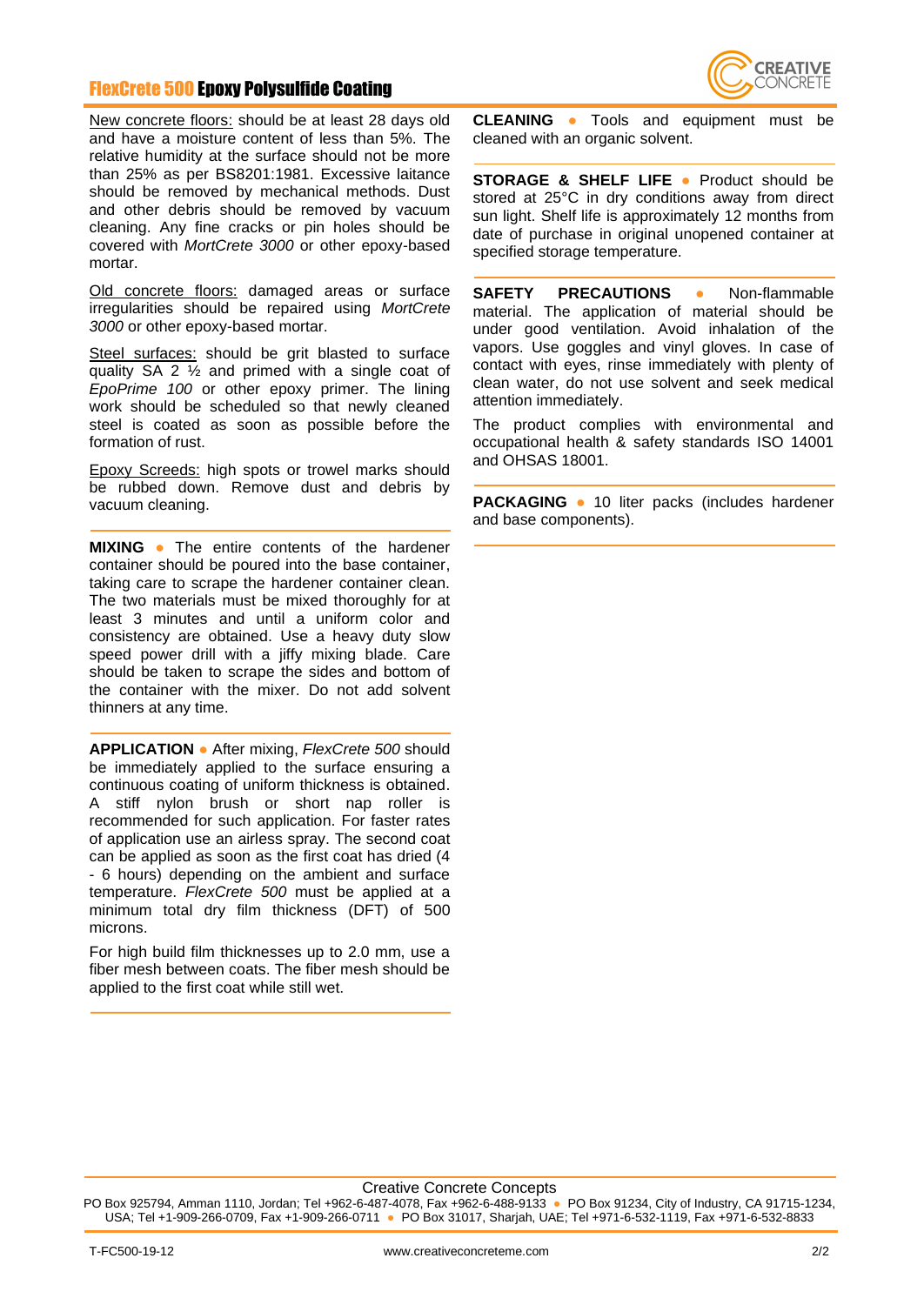New concrete floors: should be at least 28 days old and have a moisture content of less than 5%. The relative humidity at the surface should not be more than 25% as per BS8201:1981. Excessive laitance should be removed by mechanical methods. Dust and other debris should be removed by vacuum cleaning. Any fine cracks or pin holes should be covered with *MortCrete 3000* or other epoxy-based mortar.

Old concrete floors: damaged areas or surface irregularities should be repaired using *MortCrete 3000* or other epoxy-based mortar.

Steel surfaces: should be grit blasted to surface quality SA 2 ½ and primed with a single coat of *EpoPrime 100* or other epoxy primer. The lining work should be scheduled so that newly cleaned steel is coated as soon as possible before the formation of rust.

Epoxy Screeds: high spots or trowel marks should be rubbed down. Remove dust and debris by vacuum cleaning.

**MIXING** ● The entire contents of the hardener container should be poured into the base container, taking care to scrape the hardener container clean. The two materials must be mixed thoroughly for at least 3 minutes and until a uniform color and consistency are obtained. Use a heavy duty slow speed power drill with a jiffy mixing blade. Care should be taken to scrape the sides and bottom of the container with the mixer. Do not add solvent thinners at any time.

**APPLICATION** ● After mixing, *FlexCrete 500* should be immediately applied to the surface ensuring a continuous coating of uniform thickness is obtained. A stiff nylon brush or short nap roller is recommended for such application. For faster rates of application use an airless spray. The second coat can be applied as soon as the first coat has dried (4 - 6 hours) depending on the ambient and surface temperature. *FlexCrete 500* must be applied at a minimum total dry film thickness (DFT) of 500 microns.

For high build film thicknesses up to 2.0 mm, use a fiber mesh between coats. The fiber mesh should be applied to the first coat while still wet.

**CLEANING** ● Tools and equipment must be cleaned with an organic solvent.

**STORAGE & SHELF LIFE** ● Product should be stored at 25°C in dry conditions away from direct sun light. Shelf life is approximately 12 months from date of purchase in original unopened container at specified storage temperature.

**SAFETY PRECAUTIONS** ● Non-flammable material. The application of material should be under good ventilation. Avoid inhalation of the vapors. Use goggles and vinyl gloves. In case of contact with eyes, rinse immediately with plenty of clean water, do not use solvent and seek medical attention immediately.

The product complies with environmental and occupational health & safety standards ISO 14001 and OHSAS 18001.

**PACKAGING** ● 10 liter packs (includes hardener and base components).

Creative Concrete Concepts

PO Box 925794, Amman 1110, Jordan; Tel +962-6-487-4078, Fax +962-6-488-9133 ● PO Box 91234, City of Industry, CA 91715-1234, USA; Tel +1-909-266-0709, Fax +1-909-266-0711 ● PO Box 31017, Sharjah, UAE; Tel +971-6-532-1119, Fax +971-6-532-8833